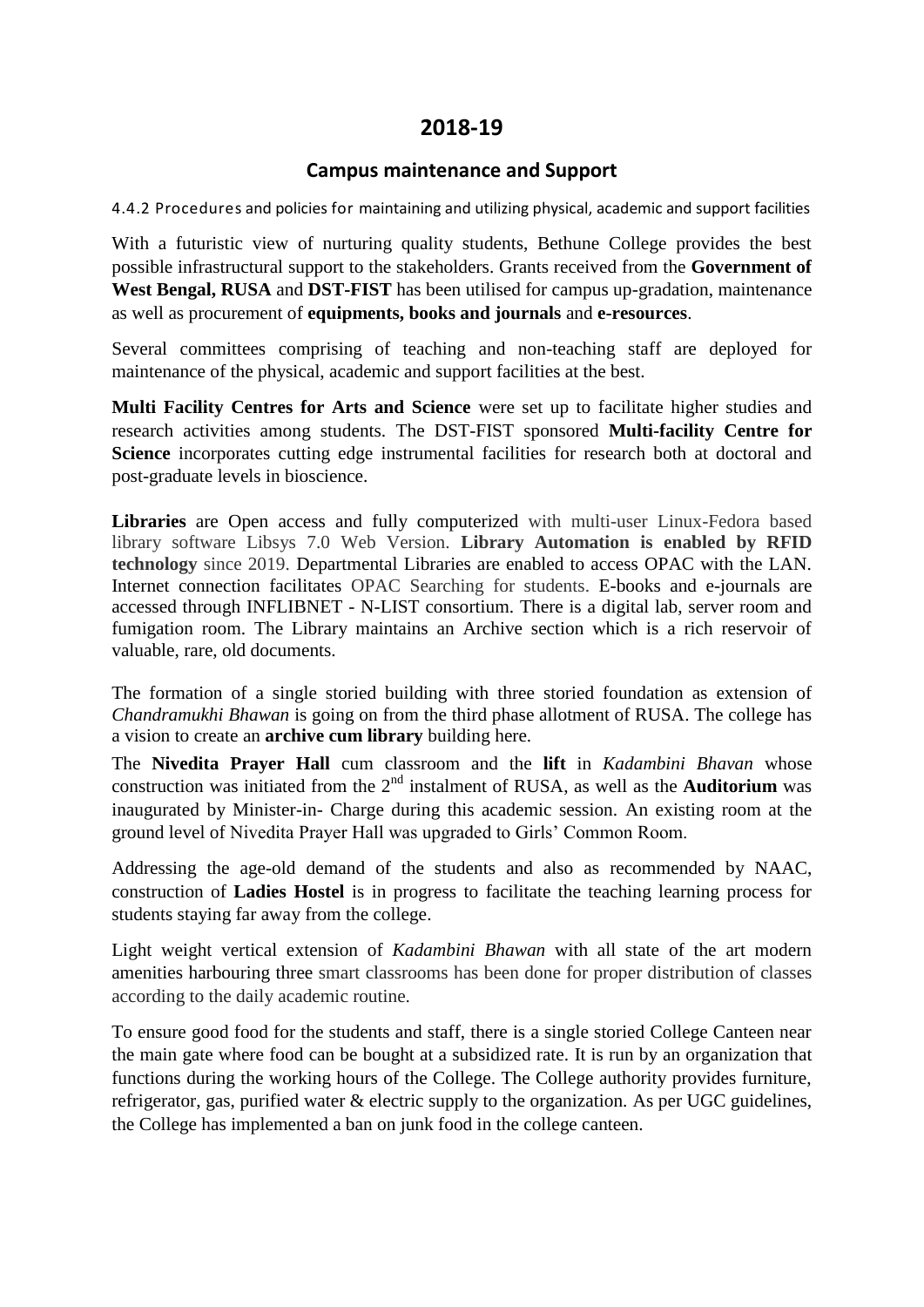# 2018-19

## Campus maintenance and Support

4.4.2 Procedures and policies for maintaining and utilizing physical, academic and support facilities

With a futuristic view of nurturing quality students, Bethune College provides the best possible infrastructural support to the stakeholders. Grants received from the **Government of West Bengal, RUSA** and **DST-FIST** has been utilised for campus up-gradation, maintenance as well as procurement of **equipments, books and journals** and **e-resources**.

Several committees comprising of teaching and non-teaching staff are deployed for maintenance of the physical, academic and support facilities at the best.

**Multi Facility Centres for Arts and Science** were set up to facilitate higher studies and research activities among students. The DST-FIST sponsored **Multi-facility Centre for Science** incorporates cutting edge instrumental facilities for research both at doctoral and post-graduate levels in bioscience.

**Libraries** are Open access and fully computerized with multi-user Linux-Fedora based library software Libsys 7.0 Web Version. **Library Automation is enabled by RFID technology** since 2019. Departmental Libraries are enabled to access OPAC with the LAN. Internet connection facilitates OPAC Searching for students. E-books and e-journals are accessed through INFLIBNET - N-LIST consortium. There is a digital lab, server room and fumigation room. The Library maintains an Archive section which is a rich reservoir of valuable, rare, old documents.

The formation of a single storied building with three storied foundation as extension of *Chandramukhi Bhawan* is going on from the third phase allotment of RUSA. The college has a vision to create an **archive cum library** building here.

The **Nivedita Prayer Hall** cum classroom and the **lift** in *Kadambini Bhavan* whose construction was initiated from the 2nd instalment of RUSA, as well as the **Auditorium** was inaugurated by Minister-in- Charge during this academic session. An existing room at the ground level of Nivedita Prayer Hall was upgraded to Girls' Common Room.

Addressing the age-old demand of the students and also as recommended by NAAC, construction of **Ladies Hostel** is in progress to facilitate the teaching learning process for students staying far away from the college.

Light weight vertical extension of *Kadambini Bhawan* with all state of the art modern amenities harbouring three smart classrooms has been done for proper distribution of classes according to the daily academic routine.

To ensure good food for the students and staff, there is a single storied College Canteen near the main gate where food can be bought at a subsidized rate. It is run by an organization that functions during the working hours of the College. The College authority provides furniture, refrigerator, gas, purified water & electric supply to the organization. As per UGC guidelines, the College has implemented a ban on junk food in the college canteen.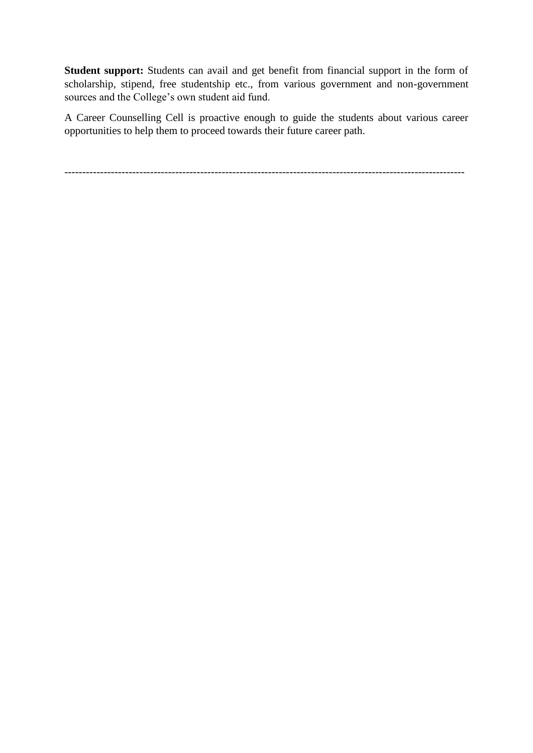**Student support:** Students can avail and get benefit from financial support in the form of scholarship, stipend, free studentship etc., from various government and non-government sources and the College's own student aid fund.

A Career Counselling Cell is proactive enough to guide the students about various career opportunities to help them to proceed towards their future career path.

---